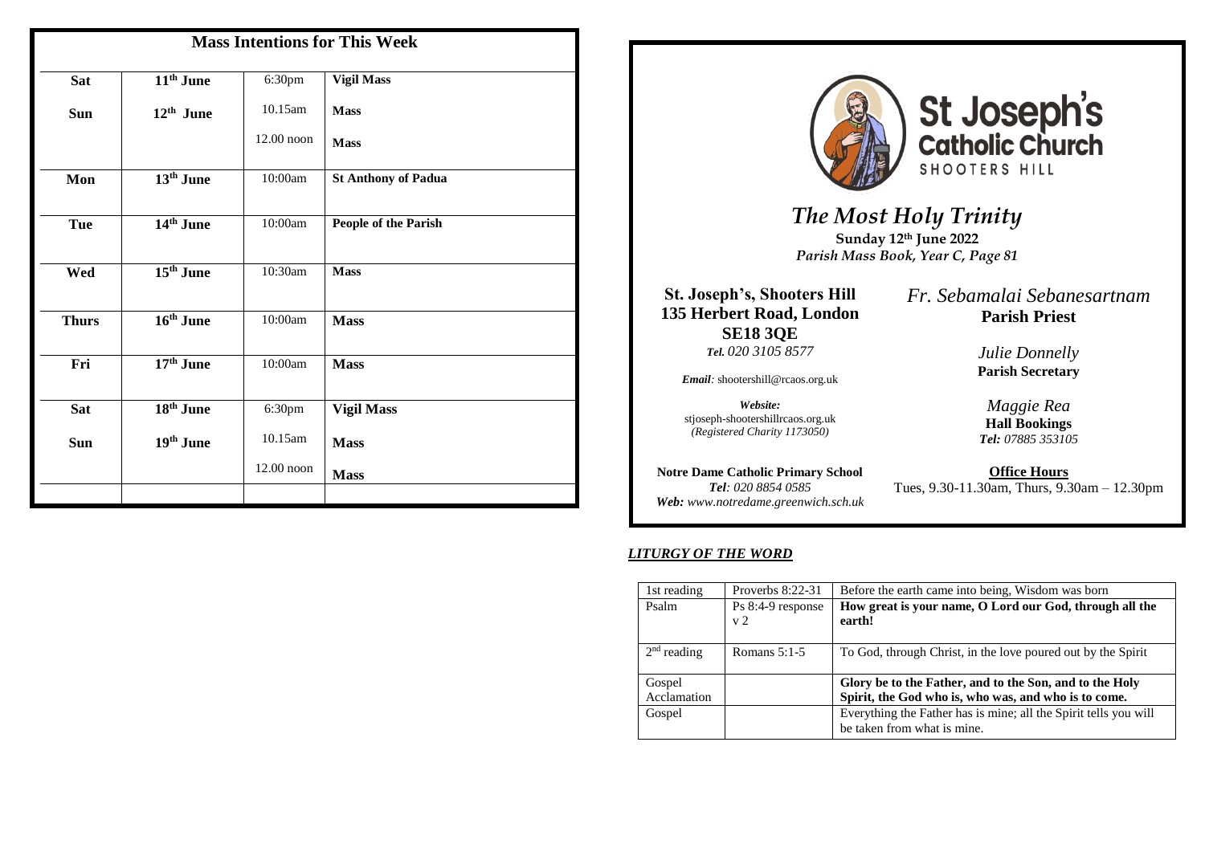## Mass Intentions for This Week

| | | | |
|---|---|---|---|
| **Sat** | **11th June** | 6:30pm | **Vigil Mass** |
| **Sun** | **12th June** | 10.15am | **Mass** |
| | | 12.00 noon | **Mass** |
| **Mon** | **13th June** | 10:00am | **St Anthony of Padua** |
| **Tue** | **14th June** | 10:00am | **People of the Parish** |
| **Wed** | **15th June** | 10:30am | **Mass** |
| **Thurs** | **16th June** | 10:00am | **Mass** |
| **Fri** | **17th June** | 10:00am | **Mass** |
| **Sat** | **18th June** | 6:30pm | **Vigil Mass** |
| **Sun** | **19th June** | 10.15am | **Mass** |
| | | 12.00 noon | **Mass** |

# St Joseph's Catholic Church
SHOOTERS HILL

# *The Most Holy Trinity*

**Sunday 12th June 2022**

*Parish Mass Book, Year C, Page 81*

**St. Joseph's, Shooters Hill**
**135 Herbert Road, London**
**SE18 3QE**
***Tel.*** *020 3105 8577*

***Email**:* shootershill@rcaos.org.uk

***Website:***
stjoseph-shootershillrcaos.org.uk
*(Registered Charity 1173050)*

**Notre Dame Catholic Primary School**
***Tel**: 020 8854 0585*
***Web:** www.notredame.greenwich.sch.uk*

*Fr. Sebamalai Sebanesartnam*
**Parish Priest**

*Julie Donnelly*
**Parish Secretary**

*Maggie Rea*
**Hall Bookings**
***Tel:*** *07885 353105*

**Office Hours**
Tues, 9.30-11.30am, Thurs, 9.30am – 12.30pm

### ***LITURGY OF THE WORD***

| | | |
|---|---|---|
| 1st reading | Proverbs 8:22-31 | Before the earth came into being, Wisdom was born |
| Psalm | Ps 8:4-9 response v 2 | **How great is your name, O Lord our God, through all the earth!** |
| 2nd reading | Romans 5:1-5 | To God, through Christ, in the love poured out by the Spirit |
| Gospel Acclamation | | **Glory be to the Father, and to the Son, and to the Holy Spirit, the God who is, who was, and who is to come.** |
| Gospel | | Everything the Father has is mine; all the Spirit tells you will be taken from what is mine. |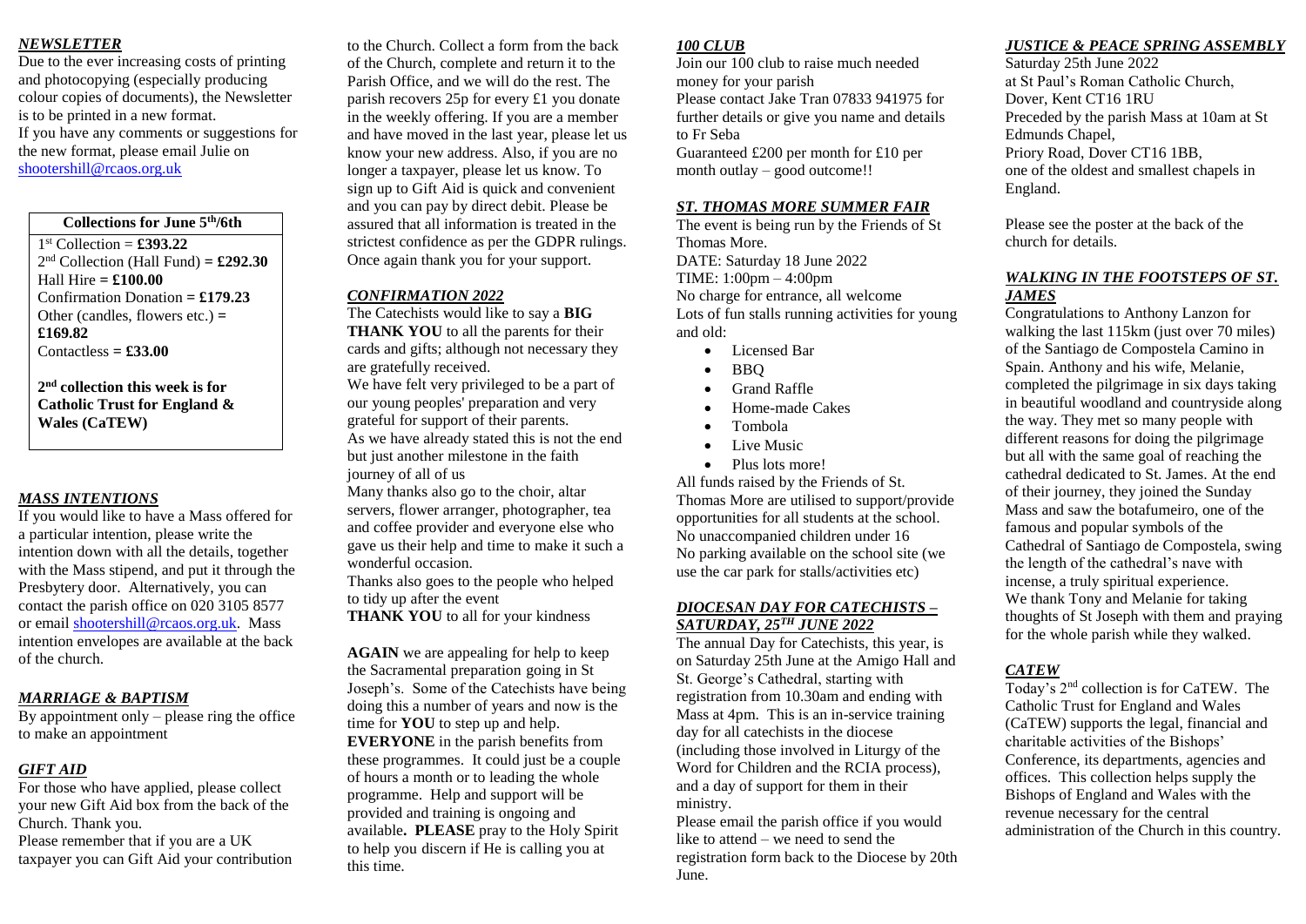### *NEWSLETTER*

Due to the ever increasing costs of printing and photocopying (especially producing colour copies of documents), the Newsletter is to be printed in a new format.
If you have any comments or suggestions for the new format, please email Julie on shootershill@rcaos.org.uk

**Collections for June 5th/6th**

1st Collection = **£393.22**
2nd Collection (Hall Fund) **= £292.30**
Hall Hire **= £100.00**
Confirmation Donation **= £179.23**
Other (candles, flowers etc.) **= £169.82**
Contactless **= £33.00**

**2nd collection this week is for Catholic Trust for England & Wales (CaTEW)**

### *MASS INTENTIONS*

If you would like to have a Mass offered for a particular intention, please write the intention down with all the details, together with the Mass stipend, and put it through the Presbytery door. Alternatively, you can contact the parish office on 020 3105 8577 or email shootershill@rcaos.org.uk. Mass intention envelopes are available at the back of the church.

### *MARRIAGE & BAPTISM*

By appointment only – please ring the office to make an appointment

### *GIFT AID*

For those who have applied, please collect your new Gift Aid box from the back of the Church. Thank you.
Please remember that if you are a UK taxpayer you can Gift Aid your contribution to the Church. Collect a form from the back of the Church, complete and return it to the Parish Office, and we will do the rest. The parish recovers 25p for every £1 you donate in the weekly offering. If you are a member and have moved in the last year, please let us know your new address. Also, if you are no longer a taxpayer, please let us know. To sign up to Gift Aid is quick and convenient and you can pay by direct debit. Please be assured that all information is treated in the strictest confidence as per the GDPR rulings. Once again thank you for your support.

### *CONFIRMATION 2022*

The Catechists would like to say a **BIG THANK YOU** to all the parents for their cards and gifts; although not necessary they are gratefully received.
We have felt very privileged to be a part of our young peoples' preparation and very grateful for support of their parents.
As we have already stated this is not the end but just another milestone in the faith journey of all of us
Many thanks also go to the choir, altar servers, flower arranger, photographer, tea and coffee provider and everyone else who gave us their help and time to make it such a wonderful occasion.
Thanks also goes to the people who helped to tidy up after the event
**THANK YOU** to all for your kindness

**AGAIN** we are appealing for help to keep the Sacramental preparation going in St Joseph's. Some of the Catechists have being doing this a number of years and now is the time for **YOU** to step up and help. **EVERYONE** in the parish benefits from these programmes. It could just be a couple of hours a month or to leading the whole programme. Help and support will be provided and training is ongoing and available**. PLEASE** pray to the Holy Spirit to help you discern if He is calling you at this time.

### *100 CLUB*

Join our 100 club to raise much needed money for your parish
Please contact Jake Tran 07833 941975 for further details or give you name and details to Fr Seba
Guaranteed £200 per month for £10 per month outlay – good outcome!!

### *ST. THOMAS MORE SUMMER FAIR*

The event is being run by the Friends of St Thomas More.
DATE: Saturday 18 June 2022
TIME: 1:00pm – 4:00pm
No charge for entrance, all welcome
Lots of fun stalls running activities for young and old:

- Licensed Bar
- BBQ
- Grand Raffle
- Home-made Cakes
- Tombola
- Live Music
- Plus lots more!

All funds raised by the Friends of St. Thomas More are utilised to support/provide opportunities for all students at the school.
No unaccompanied children under 16
No parking available on the school site (we use the car park for stalls/activities etc)

### *DIOCESAN DAY FOR CATECHISTS – SATURDAY, 25TH JUNE 2022*

The annual Day for Catechists, this year, is on Saturday 25th June at the Amigo Hall and St. George's Cathedral, starting with registration from 10.30am and ending with Mass at 4pm. This is an in-service training day for all catechists in the diocese (including those involved in Liturgy of the Word for Children and the RCIA process), and a day of support for them in their ministry.
Please email the parish office if you would like to attend – we need to send the registration form back to the Diocese by 20th June.

### *JUSTICE & PEACE SPRING ASSEMBLY*

Saturday 25th June 2022
at St Paul's Roman Catholic Church, Dover, Kent CT16 1RU
Preceded by the parish Mass at 10am at St Edmunds Chapel,
Priory Road, Dover CT16 1BB,
one of the oldest and smallest chapels in England.

Please see the poster at the back of the church for details.

### *WALKING IN THE FOOTSTEPS OF ST. JAMES*

Congratulations to Anthony Lanzon for walking the last 115km (just over 70 miles) of the Santiago de Compostela Camino in Spain. Anthony and his wife, Melanie, completed the pilgrimage in six days taking in beautiful woodland and countryside along the way. They met so many people with different reasons for doing the pilgrimage but all with the same goal of reaching the cathedral dedicated to St. James. At the end of their journey, they joined the Sunday Mass and saw the botafumeiro, one of the famous and popular symbols of the Cathedral of Santiago de Compostela, swing the length of the cathedral's nave with incense, a truly spiritual experience.
We thank Tony and Melanie for taking thoughts of St Joseph with them and praying for the whole parish while they walked.

### *CATEW*

Today's 2nd collection is for CaTEW. The Catholic Trust for England and Wales (CaTEW) supports the legal, financial and charitable activities of the Bishops' Conference, its departments, agencies and offices. This collection helps supply the Bishops of England and Wales with the revenue necessary for the central administration of the Church in this country.